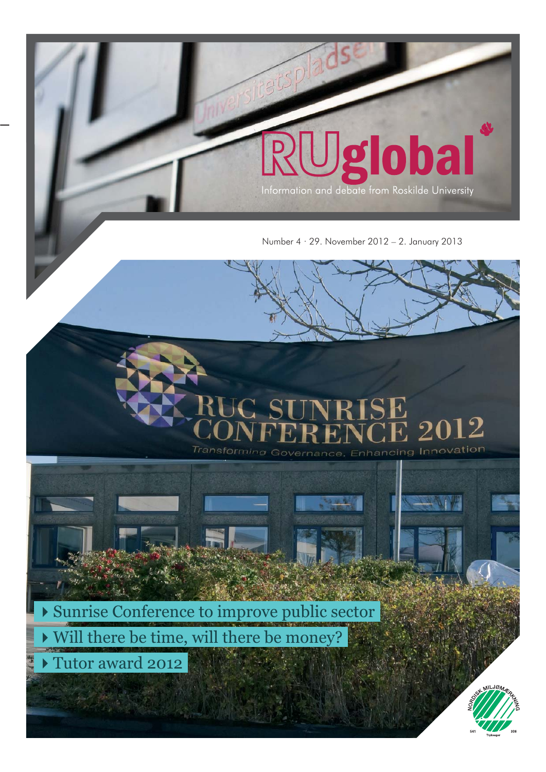# RUglobal

Information and debate from Roskilde University

Number 4 · 29. November 2012 – 2. January 2013

- Sunrise Conference to improve public sector
- Will there be time, will there be money?
- Tutor award 2012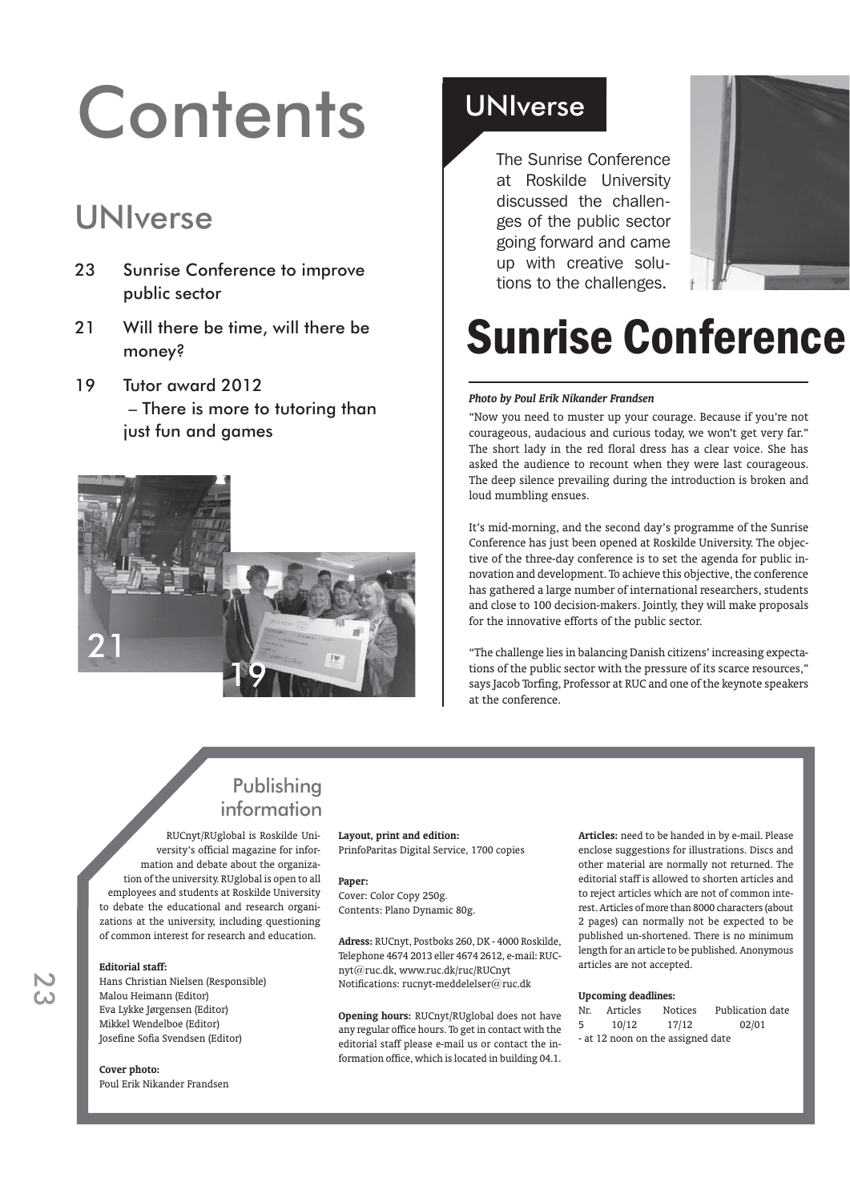# Contents

## UNIverse

- 23 Sunrise Conference to improve public sector
- 21 Will there be time, will there be money?
- 19 Tutor award 2012 – There is more to tutoring than just fun and games

## UNIverse

The Sunrise Conference at Roskilde University discussed the challenges of the public sector going forward and came up with creative solutions to the challenges.

# Sunrise Conference

***Photo by Poul Erik Nikander Frandsen***

"Now you need to muster up your courage. Because if you're not courageous, audacious and curious today, we won't get very far." The short lady in the red floral dress has a clear voice. She has asked the audience to recount when they were last courageous. The deep silence prevailing during the introduction is broken and loud mumbling ensues.

It's mid-morning, and the second day's programme of the Sunrise Conference has just been opened at Roskilde University. The objective of the three-day conference is to set the agenda for public innovation and development. To achieve this objective, the conference has gathered a large number of international researchers, students and close to 100 decision-makers. Jointly, they will make proposals for the innovative efforts of the public sector.

"The challenge lies in balancing Danish citizens' increasing expectations of the public sector with the pressure of its scarce resources," says Jacob Torfing, Professor at RUC and one of the keynote speakers at the conference.

## Publishing information

RUCnyt/RUglobal is Roskilde University's official magazine for information and debate about the organization of the university. RUglobal is open to all employees and students at Roskilde University to debate the educational and research organizations at the university, including questioning of common interest for research and education.

**Editorial staff:**
Hans Christian Nielsen (Responsible)
Malou Heimann (Editor)
Eva Lykke Jørgensen (Editor)
Mikkel Wendelboe (Editor)
Josefine Sofia Svendsen (Editor)

**Cover photo:**
Poul Erik Nikander Frandsen

**Layout, print and edition:**
PrinfoParitas Digital Service, 1700 copies

**Paper:**
Cover: Color Copy 250g.
Contents: Plano Dynamic 80g.

**Adress:** RUCnyt, Postboks 260, DK - 4000 Roskilde, Telephone 4674 2013 eller 4674 2612, e-mail: RUCnyt@ruc.dk, www.ruc.dk/ruc/RUCnyt
Notifications: rucnyt-meddelelser@ruc.dk

**Opening hours:** RUCnyt/RUglobal does not have any regular office hours. To get in contact with the editorial staff please e-mail us or contact the information office, which is located in building 04.1.

**Articles:** need to be handed in by e-mail. Please enclose suggestions for illustrations. Discs and other material are normally not returned. The editorial staff is allowed to shorten articles and to reject articles which are not of common interest. Articles of more than 8000 characters (about 2 pages) can normally not be expected to be published un-shortened. There is no minimum length for an article to be published. Anonymous articles are not accepted.

**Upcoming deadlines:**

| Nr. | Articles | Notices | Publication date |
|---|---|---|---|
| 5 | 10/12 | 17/12 | 02/01 |

- at 12 noon on the assigned date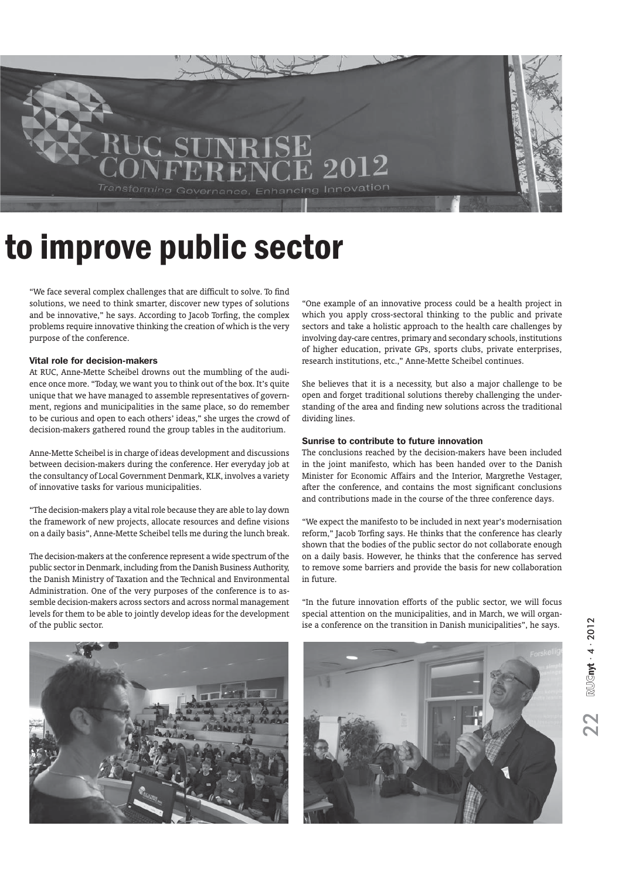# to improve public sector

"We face several complex challenges that are difficult to solve. To find solutions, we need to think smarter, discover new types of solutions and be innovative," he says. According to Jacob Torfing, the complex problems require innovative thinking the creation of which is the very purpose of the conference.

### Vital role for decision-makers

At RUC, Anne-Mette Scheibel drowns out the mumbling of the audience once more. "Today, we want you to think out of the box. It's quite unique that we have managed to assemble representatives of government, regions and municipalities in the same place, so do remember to be curious and open to each others' ideas," she urges the crowd of decision-makers gathered round the group tables in the auditorium.

Anne-Mette Scheibel is in charge of ideas development and discussions between decision-makers during the conference. Her everyday job at the consultancy of Local Government Denmark, KLK, involves a variety of innovative tasks for various municipalities.

"The decision-makers play a vital role because they are able to lay down the framework of new projects, allocate resources and define visions on a daily basis", Anne-Mette Scheibel tells me during the lunch break.

The decision-makers at the conference represent a wide spectrum of the public sector in Denmark, including from the Danish Business Authority, the Danish Ministry of Taxation and the Technical and Environmental Administration. One of the very purposes of the conference is to assemble decision-makers across sectors and across normal management levels for them to be able to jointly develop ideas for the development of the public sector.

"One example of an innovative process could be a health project in which you apply cross-sectoral thinking to the public and private sectors and take a holistic approach to the health care challenges by involving day-care centres, primary and secondary schools, institutions of higher education, private GPs, sports clubs, private enterprises, research institutions, etc.," Anne-Mette Scheibel continues.

She believes that it is a necessity, but also a major challenge to be open and forget traditional solutions thereby challenging the understanding of the area and finding new solutions across the traditional dividing lines.

### Sunrise to contribute to future innovation

The conclusions reached by the decision-makers have been included in the joint manifesto, which has been handed over to the Danish Minister for Economic Affairs and the Interior, Margrethe Vestager, after the conference, and contains the most significant conclusions and contributions made in the course of the three conference days.

"We expect the manifesto to be included in next year's modernisation reform," Jacob Torfing says. He thinks that the conference has clearly shown that the bodies of the public sector do not collaborate enough on a daily basis. However, he thinks that the conference has served to remove some barriers and provide the basis for new collaboration in future.

"In the future innovation efforts of the public sector, we will focus special attention on the municipalities, and in March, we will organise a conference on the transition in Danish municipalities", he says.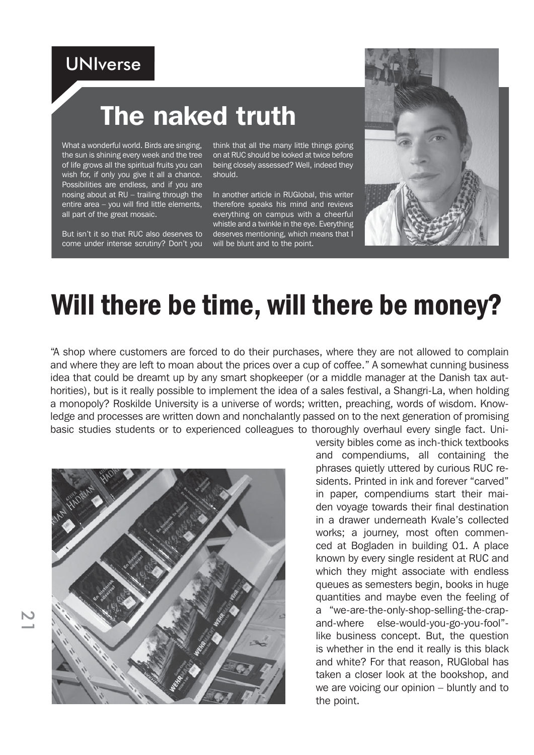UNIverse

# The naked truth

What a wonderful world. Birds are singing, the sun is shining every week and the tree of life grows all the spiritual fruits you can wish for, if only you give it all a chance. Possibilities are endless, and if you are nosing about at RU – trailing through the entire area – you will find little elements, all part of the great mosaic.

But isn't it so that RUC also deserves to come under intense scrutiny? Don't you think that all the many little things going on at RUC should be looked at twice before being closely assessed? Well, indeed they should.

In another article in RUGlobal, this writer therefore speaks his mind and reviews everything on campus with a cheerful whistle and a twinkle in the eye. Everything deserves mentioning, which means that I will be blunt and to the point.

# Will there be time, will there be money?

"A shop where customers are forced to do their purchases, where they are not allowed to complain and where they are left to moan about the prices over a cup of coffee." A somewhat cunning business idea that could be dreamt up by any smart shopkeeper (or a middle manager at the Danish tax authorities), but is it really possible to implement the idea of a sales festival, a Shangri-La, when holding a monopoly? Roskilde University is a universe of words; written, preaching, words of wisdom. Knowledge and processes are written down and nonchalantly passed on to the next generation of promising basic studies students or to experienced colleagues to thoroughly overhaul every single fact. University bibles come as inch-thick textbooks and compendiums, all containing the phrases quietly uttered by curious RUC residents. Printed in ink and forever "carved" in paper, compendiums start their maiden voyage towards their final destination in a drawer underneath Kvale's collected works; a journey, most often commenced at Bogladen in building 01. A place known by every single resident at RUC and which they might associate with endless queues as semesters begin, books in huge quantities and maybe even the feeling of a "we-are-the-only-shop-selling-the-crap-and-where else-would-you-go-you-fool"-like business concept. But, the question is whether in the end it really is this black and white? For that reason, RUGlobal has taken a closer look at the bookshop, and we are voicing our opinion – bluntly and to the point.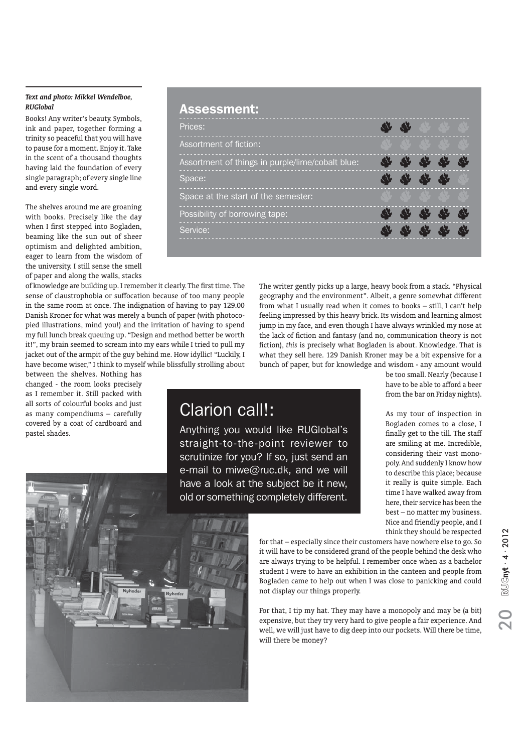*Text and photo: Mikkel Wendelboe, RUGlobal*

Books! Any writer's beauty. Symbols, ink and paper, together forming a trinity so peaceful that you will have to pause for a moment. Enjoy it. Take in the scent of a thousand thoughts having laid the foundation of every single paragraph; of every single line and every single word.

The shelves around me are groaning with books. Precisely like the day when I first stepped into Bogladen, beaming like the sun out of sheer optimism and delighted ambition, eager to learn from the wisdom of the university. I still sense the smell of paper and along the walls, stacks of knowledge are building up. I remember it clearly. The first time. The sense of claustrophobia or suffocation because of too many people in the same room at once. The indignation of having to pay 129.00 Danish Kroner for what was merely a bunch of paper (with photocopied illustrations, mind you!) and the irritation of having to spend my full lunch break queuing up. "Design and method better be worth it!", my brain seemed to scream into my ears while I tried to pull my jacket out of the armpit of the guy behind me. How idyllic! "Luckily, I have become wiser," I think to myself while blissfully strolling about between the shelves. Nothing has changed - the room looks precisely as I remember it. Still packed with all sorts of colourful books and just as many compendiums – carefully covered by a coat of cardboard and pastel shades.

## Assessment:

| Category | Rating (out of 5) |
|---|---|
| Prices: | 2 |
| Assortment of fiction: | 0 |
| Assortment of things in purple/lime/cobalt blue: | 5 |
| Space: | 4 |
| Space at the start of the semester: | 0 |
| Possibility of borrowing tape: | 5 |
| Service: | 5 |

The writer gently picks up a large, heavy book from a stack. "Physical geography and the environment". Albeit, a genre somewhat different from what I usually read when it comes to books – still, I can't help feeling impressed by this heavy brick. Its wisdom and learning almost jump in my face, and even though I have always wrinkled my nose at the lack of fiction and fantasy (and no, communication theory is not fiction), *this* is precisely what Bogladen is about. Knowledge. That is what they sell here. 129 Danish Kroner may be a bit expensive for a bunch of paper, but for knowledge and wisdom - any amount would be too small. Nearly (because I have to be able to afford a beer from the bar on Friday nights).

As my tour of inspection in Bogladen comes to a close, I finally get to the till. The staff are smiling at me. Incredible, considering their vast monopoly. And suddenly I know how to describe this place; because it really is quite simple. Each time I have walked away from here, their service has been the best – no matter my business. Nice and friendly people, and I think they should be respected for that – especially since their customers have nowhere else to go. So it will have to be considered grand of the people behind the desk who are always trying to be helpful. I remember once when as a bachelor student I were to have an exhibition in the canteen and people from Bogladen came to help out when I was close to panicking and could not display our things properly.

For that, I tip my hat. They may have a monopoly and may be (a bit) expensive, but they try very hard to give people a fair experience. And well, we will just have to dig deep into our pockets. Will there be time, will there be money?

## Clarion call!:

Anything you would like RUGlobal's straight-to-the-point reviewer to scrutinize for you? If so, just send an e-mail to miwe@ruc.dk, and we will have a look at the subject be it new, old or something completely different.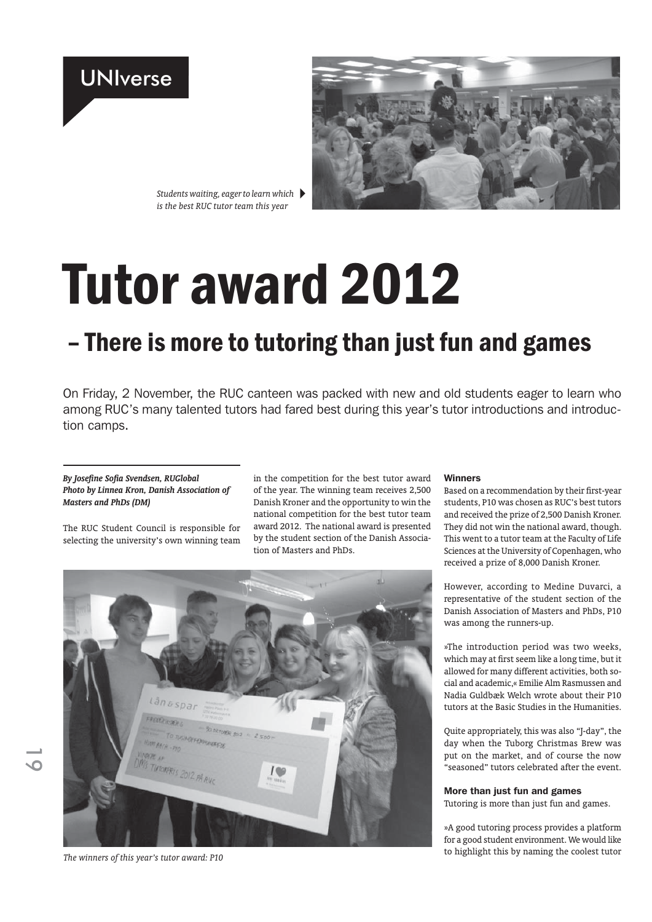UNIverse

*Students waiting, eager to learn which is the best RUC tutor team this year*

# Tutor award 2012

## – There is more to tutoring than just fun and games

On Friday, 2 November, the RUC canteen was packed with new and old students eager to learn who among RUC's many talented tutors had fared best during this year's tutor introductions and introduction camps.

***By Josefine Sofia Svendsen, RUGlobal***
***Photo by Linnea Kron, Danish Association of Masters and PhDs (DM)***

The RUC Student Council is responsible for selecting the university's own winning team in the competition for the best tutor award of the year. The winning team receives 2,500 Danish Kroner and the opportunity to win the national competition for the best tutor team award 2012. The national award is presented by the student section of the Danish Association of Masters and PhDs.

*The winners of this year's tutor award: P10*

#### Winners

Based on a recommendation by their first-year students, P10 was chosen as RUC's best tutors and received the prize of 2,500 Danish Kroner. They did not win the national award, though. This went to a tutor team at the Faculty of Life Sciences at the University of Copenhagen, who received a prize of 8,000 Danish Kroner.

However, according to Medine Duvarci, a representative of the student section of the Danish Association of Masters and PhDs, P10 was among the runners-up.

»The introduction period was two weeks, which may at first seem like a long time, but it allowed for many different activities, both social and academic,« Emilie Alm Rasmussen and Nadia Guldbæk Welch wrote about their P10 tutors at the Basic Studies in the Humanities.

Quite appropriately, this was also "J-day", the day when the Tuborg Christmas Brew was put on the market, and of course the now "seasoned" tutors celebrated after the event.

#### More than just fun and games

Tutoring is more than just fun and games.

»A good tutoring process provides a platform for a good student environment. We would like to highlight this by naming the coolest tutor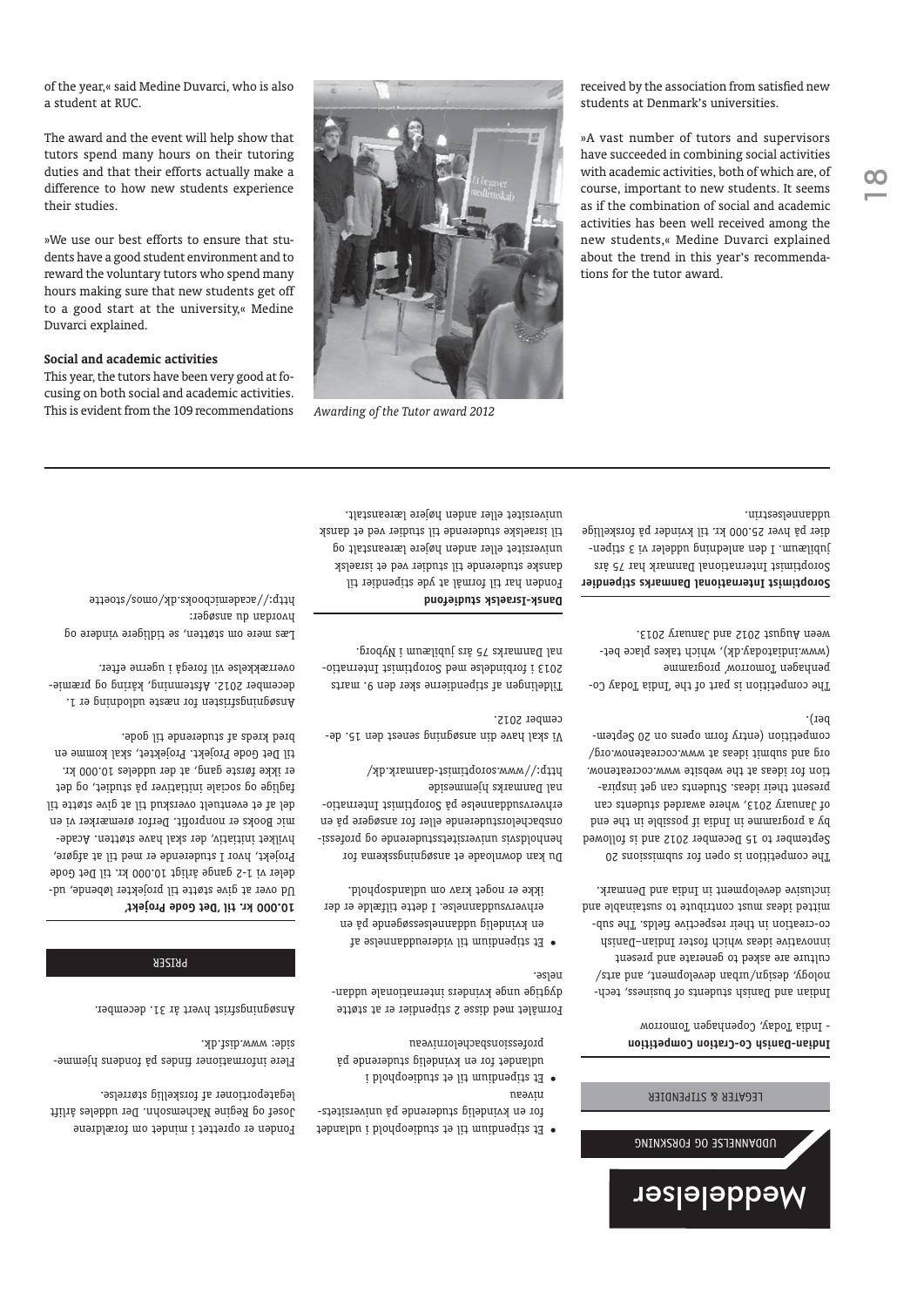of the year,« said Medine Duvarci, who is also a student at RUC.

The award and the event will help show that tutors spend many hours on their tutoring duties and that their efforts actually make a difference to how new students experience their studies.

»We use our best efforts to ensure that students have a good student environment and to reward the voluntary tutors who spend many hours making sure that new students get off to a good start at the university,« Medine Duvarci explained.

**Social and academic activities**

This year, the tutors have been very good at focusing on both social and academic activities. This is evident from the 109 recommendations received by the association from satisfied new students at Denmark's universities.

*Awarding of the Tutor award 2012*

»A vast number of tutors and supervisors have succeeded in combining social activities with academic activities, both of which are, of course, important to new students. It seems as if the combination of social and academic activities has been well received among the new students,« Medine Duvarci explained about the trend in this year's recommendations for the tutor award.

# Meddelelser

UDDANNELSE OG FORSKNING

LEGATER & STIPENDIER

**Indian-Danish Co-Cration Competition**
- India Today, Copenhagen Tomorrow

Indian and Danish students of business, technology, design/urban development, and arts/culture are asked to generate and present innovative ideas which foster Indian–Danish co-creation in their respective fields. The submitted ideas must contribute to sustainable and inclusive development in India and Denmark.

The competition is open for submissions 20 September to 15 December 2012 and is followed by a programme in India if possible in the end of January 2013, where awarded students can present their ideas. Students can get inspiration for ideas at the website www.cocreatenow.org and submit ideas at www.cocreatenow.org/competition (entry form opens on 20 September).

The competition is part of the 'India Today Copenhagen Tomorrow' programme (www.indiatoday.dk), which takes place between August 2012 and January 2013.

**Soroptimist International Danmarks stipendier**

Soroptimist International Danmark har 75 års jubilæum. I den anledning uddeler vi 3 stipendier på hver 25.000 kr. til kvinder på forskellige uddannelsestrin.

- Et stipendium til et studieophold i udlandet for en kvindelig studerende på universitetsniveau
- Et stipendium til et studieophold i udlandet for en kvindelig studerende på professionsbachelorniveau

Formålet med disse 2 stipendier er at støtte dygtige unge kvinders internationale uddannelse.

- Et stipendium til videreuddannelse af en kvindelig uddannelsessøgende på en erhvervsuddannelse. I dette tilfælde er der ikke er noget krav om udlandsophold.

Du kan downloade et ansøgningsskema for henholdsvis universitetsstuderende og professionsbachelorstuderende eller for ansøgere på en erhvervsuddannelse på Soroptimist International Danmarks hjemmeside http://www.soroptimist-danmark.dk/

Vi skal have din ansøgning senest den 15. december 2012.

Tildelingen af stipendierne sker den 9. marts 2013 i forbindelse med Soroptimist International Danmarks 75 års jubilæum i Nyborg.

**Dansk-Israelsk studiefond**

Fonden har til formål at yde stipendier til danske studerende til studier ved et israelsk universitet eller anden højere læreanstalt og til israelske studerende til studier ved et dansk universitet eller anden højere læreanstalt.

Fonden er oprettet i mindet om forældrene Josef og Regine Nachemsohn. Der uddeles årlift legatportioner af forskellig størrelse.

Flere informationer findes på fondens hjemmeside: www.disf.dk.

Ansøgningsfrist hvert år 31. december.

PRISER

**10.000 kr. til 'Det Gode Projekt'**

Ud over at give støtte til projekter løbende, uddeler vi 1-2 gange årligt 10.000 kr. til Det Gode Projekt, hvor 1 studerende er med til at afgøre, hvilket initiativ, der skal have støtten. Academic Books er nonprofit. Derfor øremærker vi en del af et eventuelt overskud til at give støtte til faglige og sociale initiativer på studiet, og det er ikke første gang, at der uddeles 10.000 kr. til Det Gode Projekt. Projektet, skal komme en bred kreds af studerende til gode.

Ansøgningsfristen for næste uddeling er 1. december 2012. Afstemning, kåring og præmieoverrækkelse vil foregå i ugerne efter.

Læs mere om støtten, se tidligere vindere og hvordan du ansøger:
http://academicbooks.dk/omos/stoette